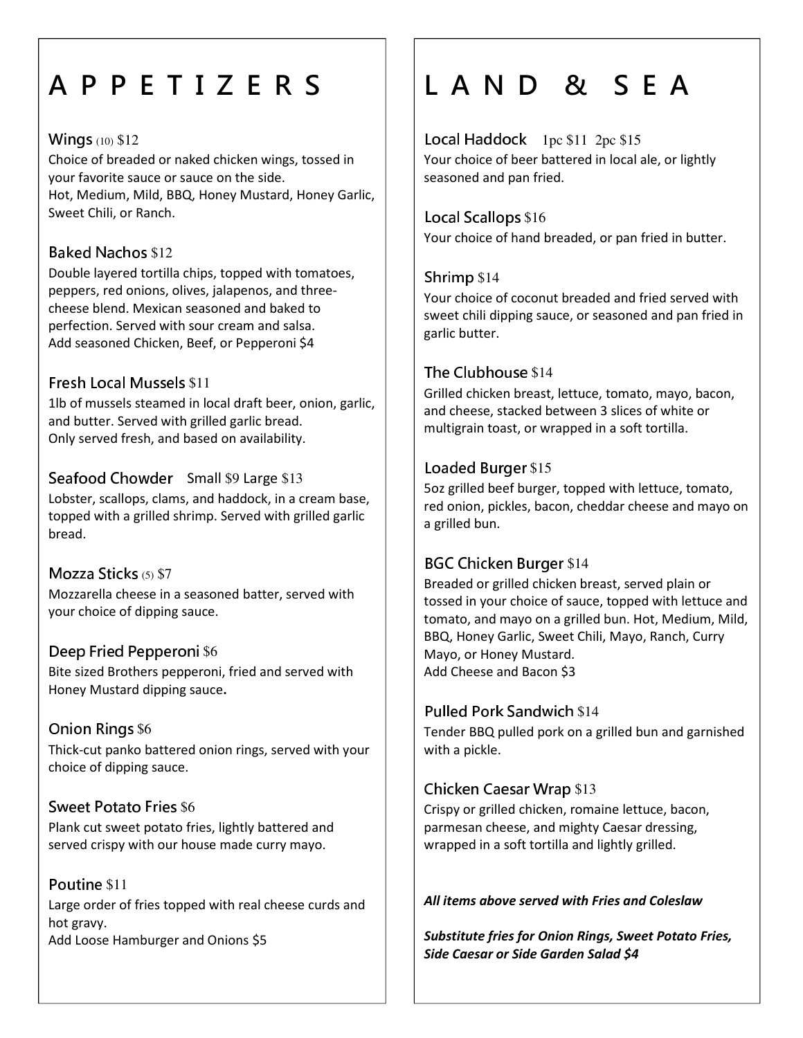# APPETIZERS

### Wings (10) $12

Choice of breaded or naked chicken wings, tossed in your favorite sauce or sauce on the side.
Hot, Medium, Mild, BBQ, Honey Mustard, Honey Garlic, Sweet Chili, or Ranch.

### Baked Nachos $12

Double layered tortilla chips, topped with tomatoes, peppers, red onions, olives, jalapenos, and three-cheese blend. Mexican seasoned and baked to perfection. Served with sour cream and salsa.
Add seasoned Chicken, Beef, or Pepperoni $4

### Fresh Local Mussels $11

1lb of mussels steamed in local draft beer, onion, garlic, and butter. Served with grilled garlic bread.
Only served fresh, and based on availability.

### Seafood Chowder Small $9 Large $13

Lobster, scallops, clams, and haddock, in a cream base, topped with a grilled shrimp. Served with grilled garlic bread.

### Mozza Sticks (5) $7

Mozzarella cheese in a seasoned batter, served with your choice of dipping sauce.

### Deep Fried Pepperoni $6

Bite sized Brothers pepperoni, fried and served with Honey Mustard dipping sauce**.**

### Onion Rings $6

Thick-cut panko battered onion rings, served with your choice of dipping sauce.

### Sweet Potato Fries $6

Plank cut sweet potato fries, lightly battered and served crispy with our house made curry mayo.

### Poutine $11

Large order of fries topped with real cheese curds and hot gravy.
Add Loose Hamburger and Onions $5

# LAND & SEA

### Local Haddock 1pc $11 2pc $15

Your choice of beer battered in local ale, or lightly seasoned and pan fried.

### Local Scallops $16

Your choice of hand breaded, or pan fried in butter.

### Shrimp $14

Your choice of coconut breaded and fried served with sweet chili dipping sauce, or seasoned and pan fried in garlic butter.

### The Clubhouse $14

Grilled chicken breast, lettuce, tomato, mayo, bacon, and cheese, stacked between 3 slices of white or multigrain toast, or wrapped in a soft tortilla.

### Loaded Burger $15

5oz grilled beef burger, topped with lettuce, tomato, red onion, pickles, bacon, cheddar cheese and mayo on a grilled bun.

### BGC Chicken Burger $14

Breaded or grilled chicken breast, served plain or tossed in your choice of sauce, topped with lettuce and tomato, and mayo on a grilled bun. Hot, Medium, Mild, BBQ, Honey Garlic, Sweet Chili, Mayo, Ranch, Curry Mayo, or Honey Mustard.
Add Cheese and Bacon $3

### Pulled Pork Sandwich $14

Tender BBQ pulled pork on a grilled bun and garnished with a pickle.

### Chicken Caesar Wrap $13

Crispy or grilled chicken, romaine lettuce, bacon, parmesan cheese, and mighty Caesar dressing, wrapped in a soft tortilla and lightly grilled.

***All items above served with Fries and Coleslaw***

***Substitute fries for Onion Rings, Sweet Potato Fries, Side Caesar or Side Garden Salad $4***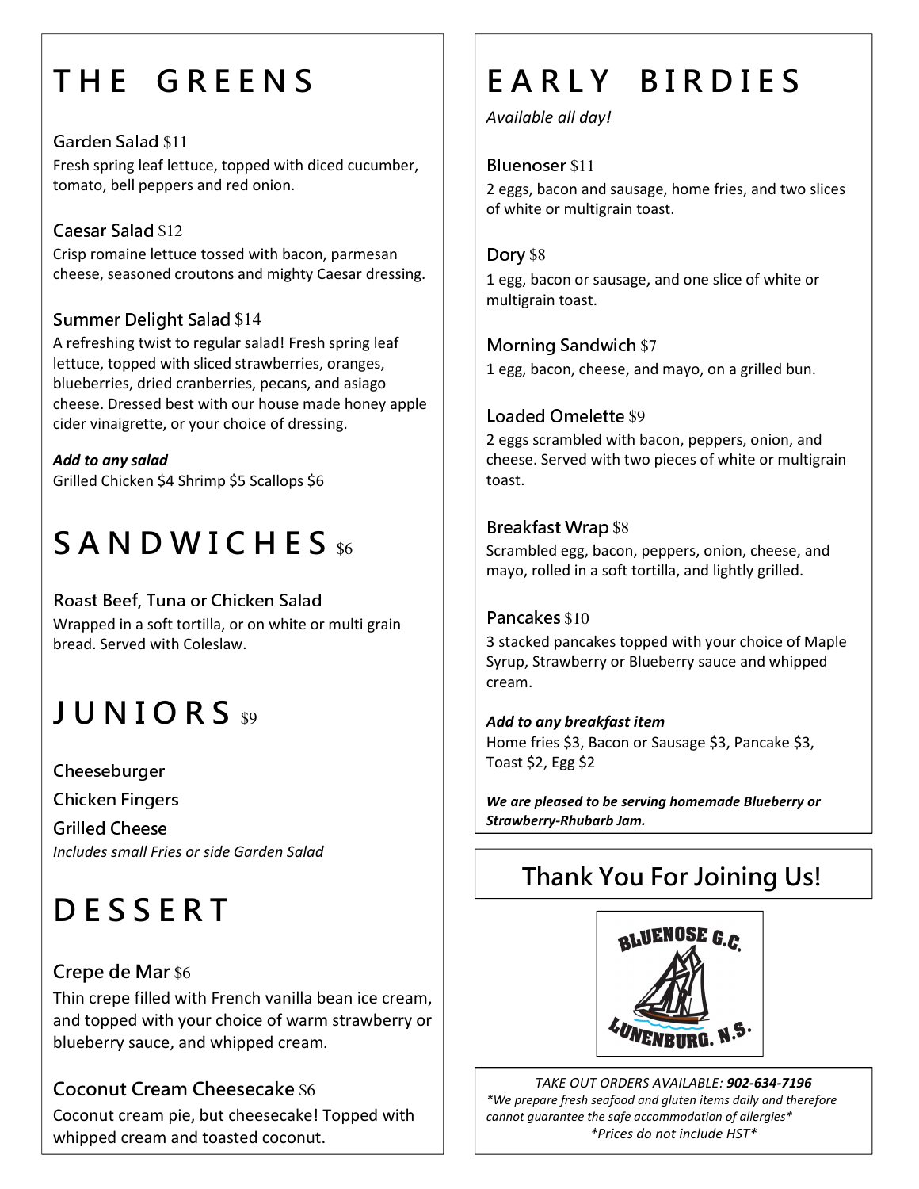# THE GREENS

### Garden Salad $11

Fresh spring leaf lettuce, topped with diced cucumber, tomato, bell peppers and red onion.

### Caesar Salad $12

Crisp romaine lettuce tossed with bacon, parmesan cheese, seasoned croutons and mighty Caesar dressing.

### Summer Delight Salad $14

A refreshing twist to regular salad! Fresh spring leaf lettuce, topped with sliced strawberries, oranges, blueberries, dried cranberries, pecans, and asiago cheese. Dressed best with our house made honey apple cider vinaigrette, or your choice of dressing.

***Add to any salad***
Grilled Chicken $4 Shrimp $5 Scallops $6

# SANDWICHES $6

### Roast Beef, Tuna or Chicken Salad

Wrapped in a soft tortilla, or on white or multi grain bread. Served with Coleslaw.

# JUNIORS $9

### Cheeseburger

### Chicken Fingers

### Grilled Cheese

*Includes small Fries or side Garden Salad*

# DESSERT

### Crepe de Mar $6

Thin crepe filled with French vanilla bean ice cream, and topped with your choice of warm strawberry or blueberry sauce, and whipped cream.

### Coconut Cream Cheesecake $6

Coconut cream pie, but cheesecake! Topped with whipped cream and toasted coconut.

# EARLY BIRDIES

*Available all day!*

### Bluenoser $11

2 eggs, bacon and sausage, home fries, and two slices of white or multigrain toast.

### Dory $8

1 egg, bacon or sausage, and one slice of white or multigrain toast.

### Morning Sandwich $7

1 egg, bacon, cheese, and mayo, on a grilled bun.

### Loaded Omelette $9

2 eggs scrambled with bacon, peppers, onion, and cheese. Served with two pieces of white or multigrain toast.

### Breakfast Wrap $8

Scrambled egg, bacon, peppers, onion, cheese, and mayo, rolled in a soft tortilla, and lightly grilled.

### Pancakes $10

3 stacked pancakes topped with your choice of Maple Syrup, Strawberry or Blueberry sauce and whipped cream.

***Add to any breakfast item***
Home fries $3, Bacon or Sausage $3, Pancake $3, Toast $2, Egg $2

***We are pleased to be serving homemade Blueberry or Strawberry-Rhubarb Jam.***

## Thank You For Joining Us!

BLUENOSE G.C.
LUNENBURG. N.S.

*TAKE OUT ORDERS AVAILABLE: **902-634-7196***
*\*We prepare fresh seafood and gluten items daily and therefore cannot guarantee the safe accommodation of allergies\**
*\*Prices do not include HST\**